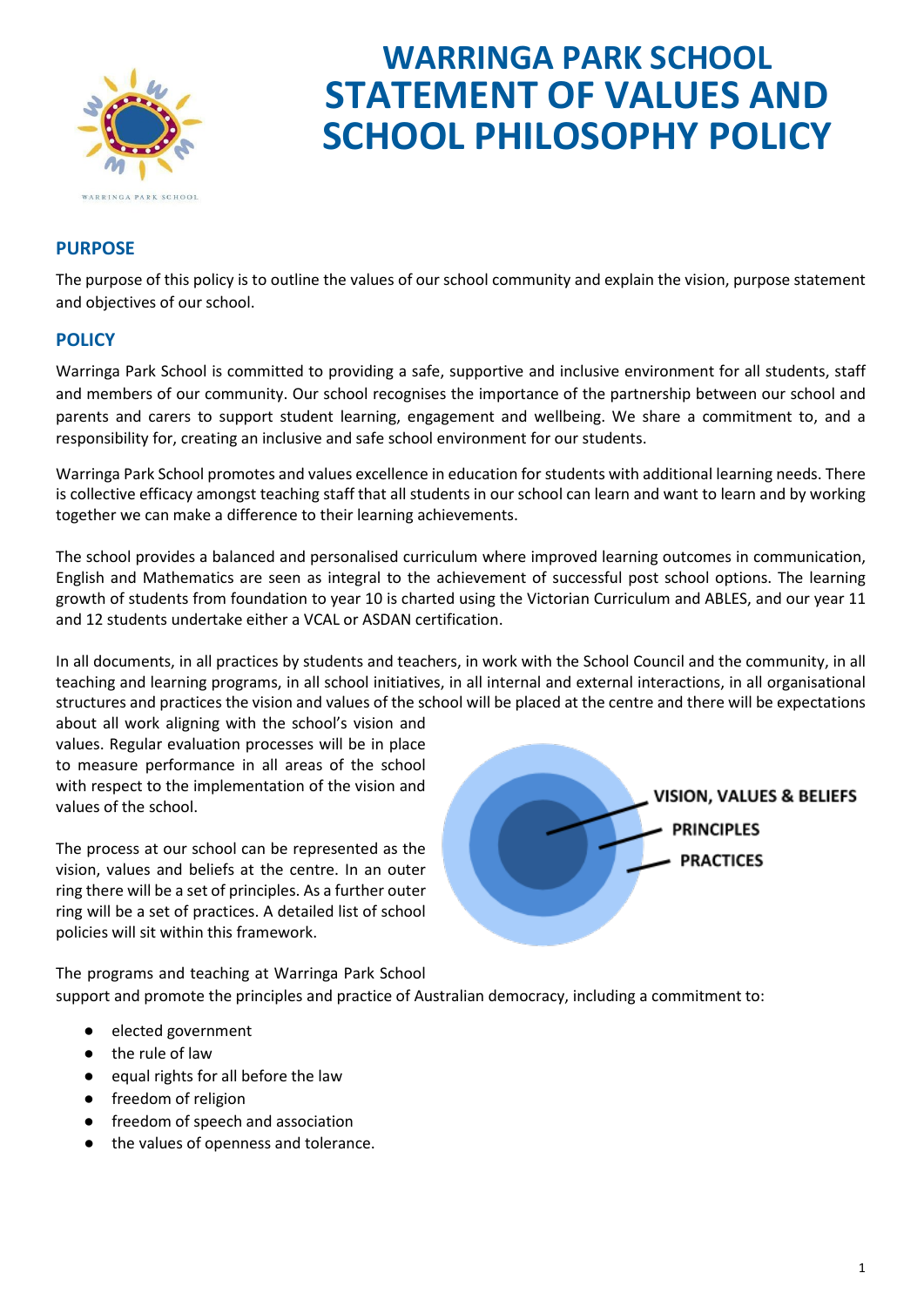# WARRINGA PARK SCHOOL STATEMENT OF VALUES AND SCHOOL PHILOSOPHY POLICY

## PURPOSE

The purpose of this policy is to outline the values of our school community and explain the vision, purpose statement and objectives of our school.

## POLICY

Warringa Park School is committed to providing a safe, supportive and inclusive environment for all students, staff and members of our community. Our school recognises the importance of the partnership between our school and parents and carers to support student learning, engagement and wellbeing. We share a commitment to, and a responsibility for, creating an inclusive and safe school environment for our students.

Warringa Park School promotes and values excellence in education for students with additional learning needs. There is collective efficacy amongst teaching staff that all students in our school can learn and want to learn and by working together we can make a difference to their learning achievements.

The school provides a balanced and personalised curriculum where improved learning outcomes in communication, English and Mathematics are seen as integral to the achievement of successful post school options. The learning growth of students from foundation to year 10 is charted using the Victorian Curriculum and ABLES, and our year 11 and 12 students undertake either a VCAL or ASDAN certification.

In all documents, in all practices by students and teachers, in work with the School Council and the community, in all teaching and learning programs, in all school initiatives, in all internal and external interactions, in all organisational structures and practices the vision and values of the school will be placed at the centre and there will be expectations about all work aligning with the school's vision and values. Regular evaluation processes will be in place to measure performance in all areas of the school with respect to the implementation of the vision and values of the school.

The process at our school can be represented as the vision, values and beliefs at the centre. In an outer ring there will be a set of principles. As a further outer ring will be a set of practices. A detailed list of school policies will sit within this framework.

VISION, VALUES & BELIEFS

PRINCIPLES

PRACTICES

The programs and teaching at Warringa Park School support and promote the principles and practice of Australian democracy, including a commitment to:

- elected government
- the rule of law
- equal rights for all before the law
- freedom of religion
- freedom of speech and association
- the values of openness and tolerance.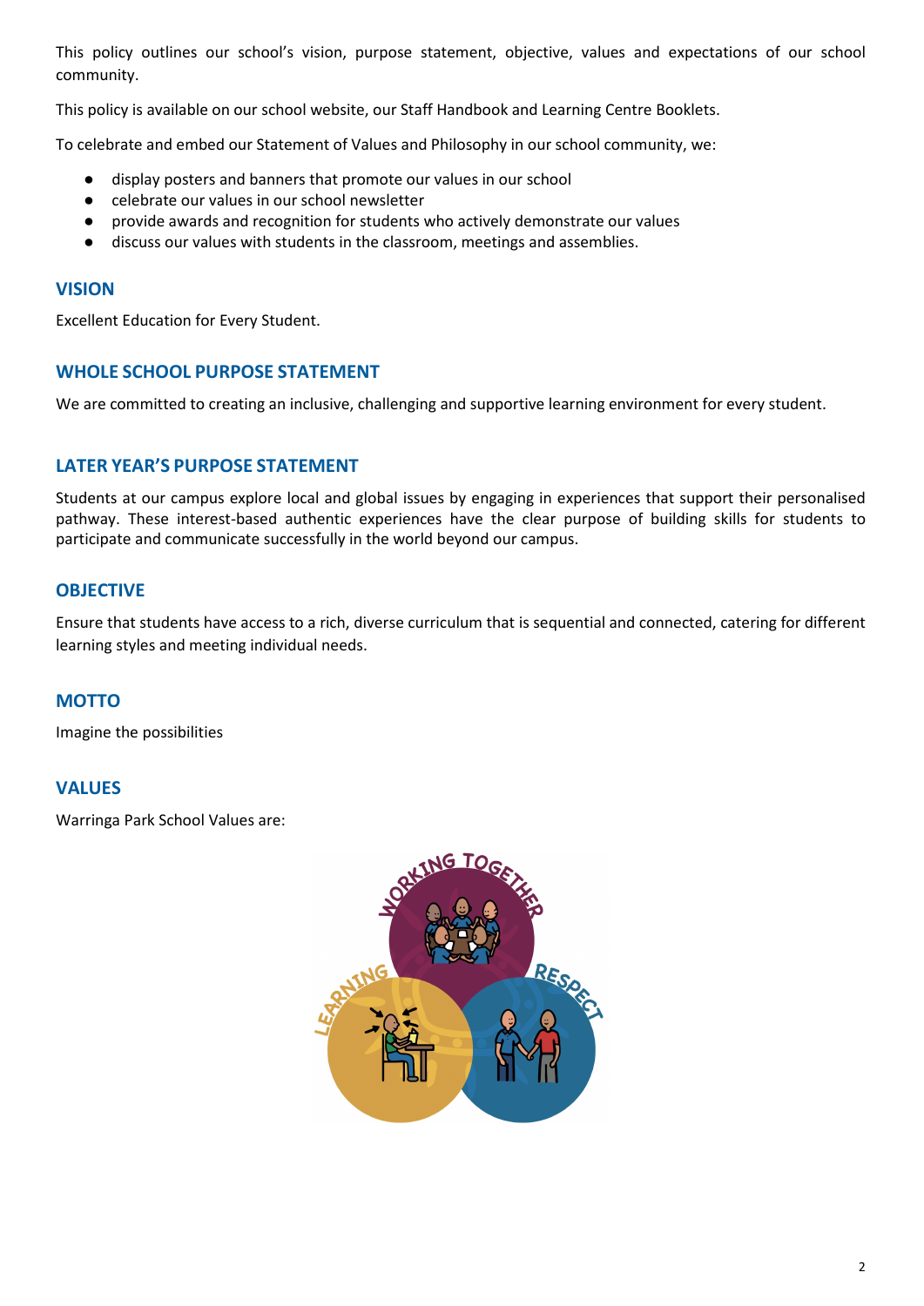This policy outlines our school's vision, purpose statement, objective, values and expectations of our school community.

This policy is available on our school website, our Staff Handbook and Learning Centre Booklets.

To celebrate and embed our Statement of Values and Philosophy in our school community, we:

- display posters and banners that promote our values in our school
- celebrate our values in our school newsletter
- provide awards and recognition for students who actively demonstrate our values
- discuss our values with students in the classroom, meetings and assemblies.

## VISION

Excellent Education for Every Student.

## WHOLE SCHOOL PURPOSE STATEMENT

We are committed to creating an inclusive, challenging and supportive learning environment for every student.

## LATER YEAR'S PURPOSE STATEMENT

Students at our campus explore local and global issues by engaging in experiences that support their personalised pathway. These interest-based authentic experiences have the clear purpose of building skills for students to participate and communicate successfully in the world beyond our campus.

## OBJECTIVE

Ensure that students have access to a rich, diverse curriculum that is sequential and connected, catering for different learning styles and meeting individual needs.

## MOTTO

Imagine the possibilities

## VALUES

Warringa Park School Values are:

WORKING TOGETHER

LEARNING

RESPECT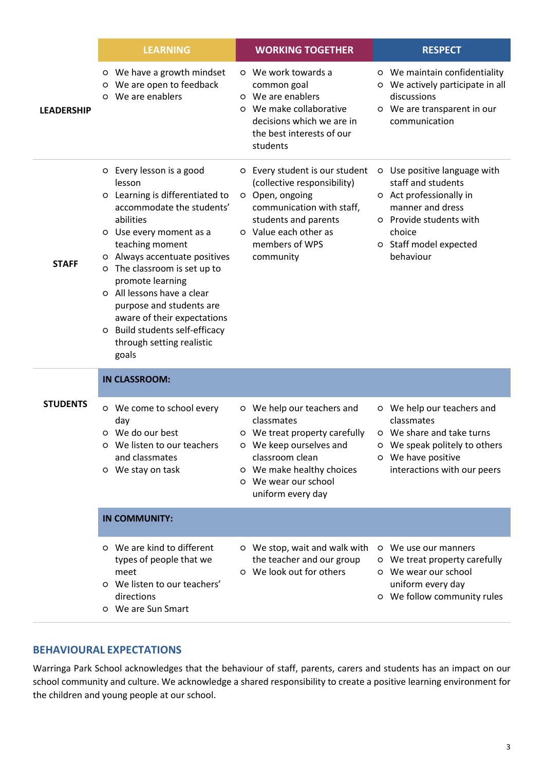| | LEARNING | WORKING TOGETHER | RESPECT |
|---|---|---|---|
| **LEADERSHIP** | ○ We have a growth mindset<br>○ We are open to feedback<br>○ We are enablers | ○ We work towards a common goal<br>○ We are enablers<br>○ We make collaborative decisions which we are in the best interests of our students | ○ We maintain confidentiality<br>○ We actively participate in all discussions<br>○ We are transparent in our communication |
| **STAFF** | ○ Every lesson is a good lesson<br>○ Learning is differentiated to accommodate the students' abilities<br>○ Use every moment as a teaching moment<br>○ Always accentuate positives<br>○ The classroom is set up to promote learning<br>○ All lessons have a clear purpose and students are aware of their expectations<br>○ Build students self-efficacy through setting realistic goals | ○ Every student is our student (collective responsibility)<br>○ Open, ongoing communication with staff, students and parents<br>○ Value each other as members of WPS community | ○ Use positive language with staff and students<br>○ Act professionally in manner and dress<br>○ Provide students with choice<br>○ Staff model expected behaviour |
| **STUDENTS** | **IN CLASSROOM:** | | |
| | ○ We come to school every day<br>○ We do our best<br>○ We listen to our teachers and classmates<br>○ We stay on task | ○ We help our teachers and classmates<br>○ We treat property carefully<br>○ We keep ourselves and classroom clean<br>○ We make healthy choices<br>○ We wear our school uniform every day | ○ We help our teachers and classmates<br>○ We share and take turns<br>○ We speak politely to others<br>○ We have positive interactions with our peers |
| | **IN COMMUNITY:** | | |
| | ○ We are kind to different types of people that we meet<br>○ We listen to our teachers' directions<br>○ We are Sun Smart | ○ We stop, wait and walk with the teacher and our group<br>○ We look out for others | ○ We use our manners<br>○ We treat property carefully<br>○ We wear our school uniform every day<br>○ We follow community rules |

## BEHAVIOURAL EXPECTATIONS

Warringa Park School acknowledges that the behaviour of staff, parents, carers and students has an impact on our school community and culture. We acknowledge a shared responsibility to create a positive learning environment for the children and young people at our school.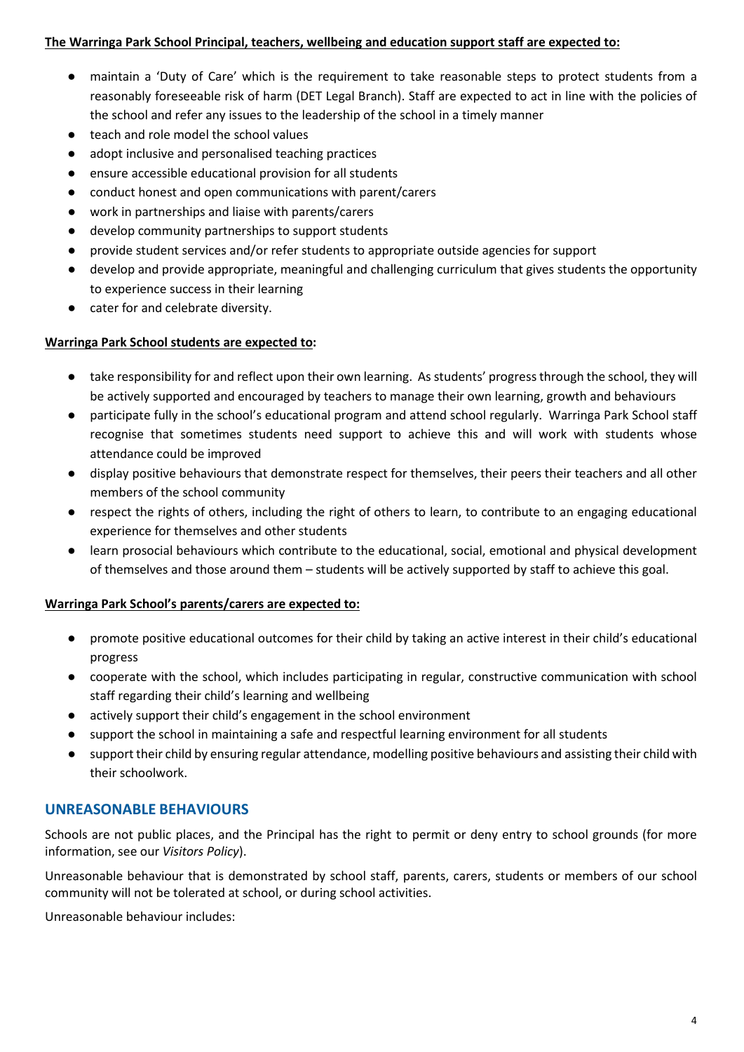**The Warringa Park School Principal, teachers, wellbeing and education support staff are expected to:**

- maintain a 'Duty of Care' which is the requirement to take reasonable steps to protect students from a reasonably foreseeable risk of harm (DET Legal Branch). Staff are expected to act in line with the policies of the school and refer any issues to the leadership of the school in a timely manner
- teach and role model the school values
- adopt inclusive and personalised teaching practices
- ensure accessible educational provision for all students
- conduct honest and open communications with parent/carers
- work in partnerships and liaise with parents/carers
- develop community partnerships to support students
- provide student services and/or refer students to appropriate outside agencies for support
- develop and provide appropriate, meaningful and challenging curriculum that gives students the opportunity to experience success in their learning
- cater for and celebrate diversity.

**Warringa Park School students are expected to:**

- take responsibility for and reflect upon their own learning. As students' progress through the school, they will be actively supported and encouraged by teachers to manage their own learning, growth and behaviours
- participate fully in the school's educational program and attend school regularly. Warringa Park School staff recognise that sometimes students need support to achieve this and will work with students whose attendance could be improved
- display positive behaviours that demonstrate respect for themselves, their peers their teachers and all other members of the school community
- respect the rights of others, including the right of others to learn, to contribute to an engaging educational experience for themselves and other students
- learn prosocial behaviours which contribute to the educational, social, emotional and physical development of themselves and those around them – students will be actively supported by staff to achieve this goal.

**Warringa Park School's parents/carers are expected to:**

- promote positive educational outcomes for their child by taking an active interest in their child's educational progress
- cooperate with the school, which includes participating in regular, constructive communication with school staff regarding their child's learning and wellbeing
- actively support their child's engagement in the school environment
- support the school in maintaining a safe and respectful learning environment for all students
- support their child by ensuring regular attendance, modelling positive behaviours and assisting their child with their schoolwork.

## UNREASONABLE BEHAVIOURS

Schools are not public places, and the Principal has the right to permit or deny entry to school grounds (for more information, see our *Visitors Policy*).

Unreasonable behaviour that is demonstrated by school staff, parents, carers, students or members of our school community will not be tolerated at school, or during school activities.

Unreasonable behaviour includes: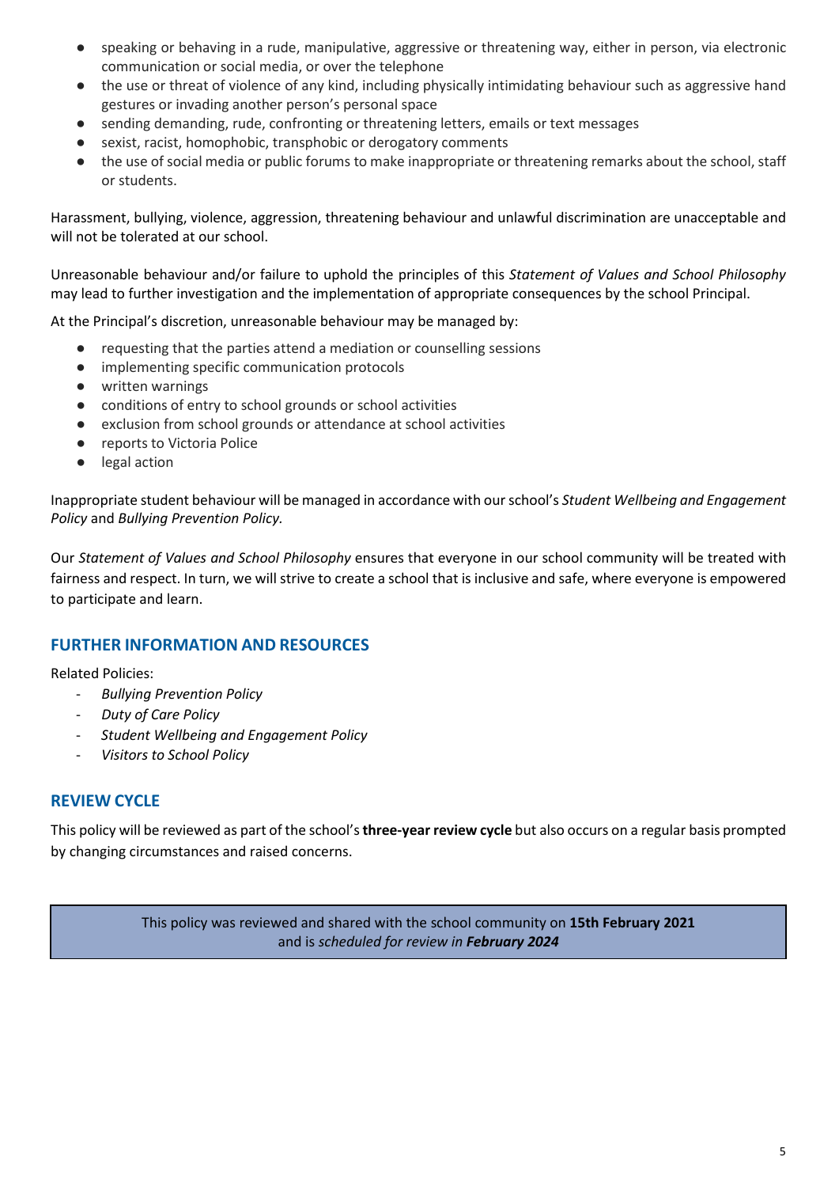- speaking or behaving in a rude, manipulative, aggressive or threatening way, either in person, via electronic communication or social media, or over the telephone
- the use or threat of violence of any kind, including physically intimidating behaviour such as aggressive hand gestures or invading another person's personal space
- sending demanding, rude, confronting or threatening letters, emails or text messages
- sexist, racist, homophobic, transphobic or derogatory comments
- the use of social media or public forums to make inappropriate or threatening remarks about the school, staff or students.

Harassment, bullying, violence, aggression, threatening behaviour and unlawful discrimination are unacceptable and will not be tolerated at our school.

Unreasonable behaviour and/or failure to uphold the principles of this *Statement of Values and School Philosophy* may lead to further investigation and the implementation of appropriate consequences by the school Principal.

At the Principal's discretion, unreasonable behaviour may be managed by:

- requesting that the parties attend a mediation or counselling sessions
- implementing specific communication protocols
- written warnings
- conditions of entry to school grounds or school activities
- exclusion from school grounds or attendance at school activities
- reports to Victoria Police
- legal action

Inappropriate student behaviour will be managed in accordance with our school's *Student Wellbeing and Engagement Policy* and *Bullying Prevention Policy.*

Our *Statement of Values and School Philosophy* ensures that everyone in our school community will be treated with fairness and respect. In turn, we will strive to create a school that is inclusive and safe, where everyone is empowered to participate and learn.

## FURTHER INFORMATION AND RESOURCES

Related Policies:

- *Bullying Prevention Policy*
- *Duty of Care Policy*
- *Student Wellbeing and Engagement Policy*
- *Visitors to School Policy*

## REVIEW CYCLE

This policy will be reviewed as part of the school's **three-year review cycle** but also occurs on a regular basis prompted by changing circumstances and raised concerns.

This policy was reviewed and shared with the school community on **15th February 2021** and is *scheduled for review in **February 2024***